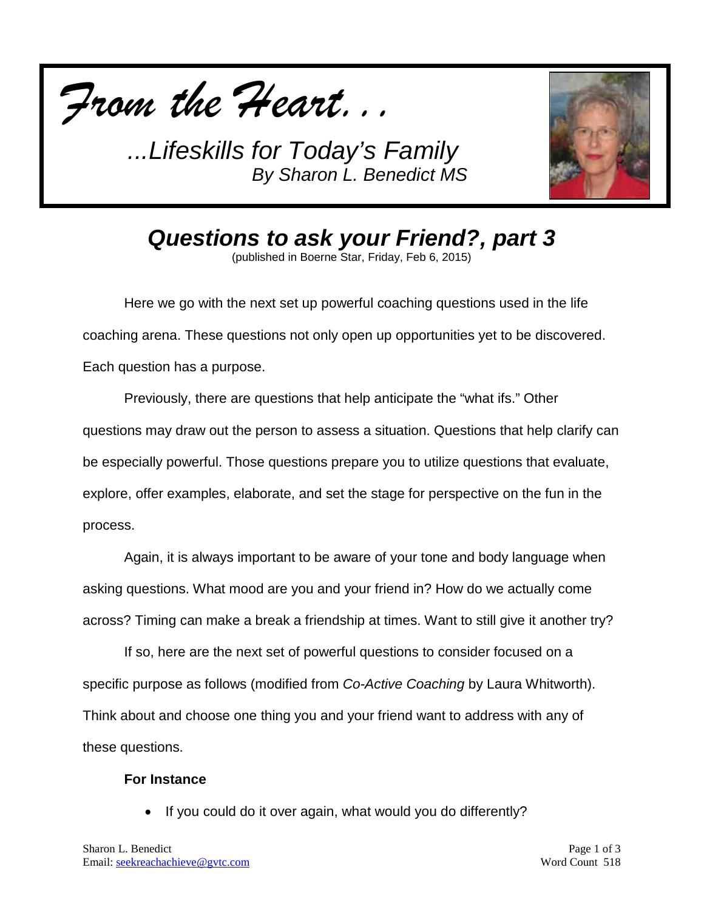*From the Heart…*

*…Lifeskills for Today's Family*
*By Sharon L. Benedict MS*

# *Questions to ask your Friend?, part 3*

(published in Boerne Star, Friday, Feb 6, 2015)

Here we go with the next set up powerful coaching questions used in the life coaching arena. These questions not only open up opportunities yet to be discovered. Each question has a purpose.

Previously, there are questions that help anticipate the "what ifs." Other questions may draw out the person to assess a situation. Questions that help clarify can be especially powerful. Those questions prepare you to utilize questions that evaluate, explore, offer examples, elaborate, and set the stage for perspective on the fun in the process.

Again, it is always important to be aware of your tone and body language when asking questions. What mood are you and your friend in? How do we actually come across? Timing can make a break a friendship at times. Want to still give it another try?

If so, here are the next set of powerful questions to consider focused on a specific purpose as follows (modified from *Co-Active Coaching* by Laura Whitworth). Think about and choose one thing you and your friend want to address with any of these questions.

**For Instance**

- If you could do it over again, what would you do differently?

Sharon L. Benedict
Email: seekreachachieve@gvtc.com

Word Count 518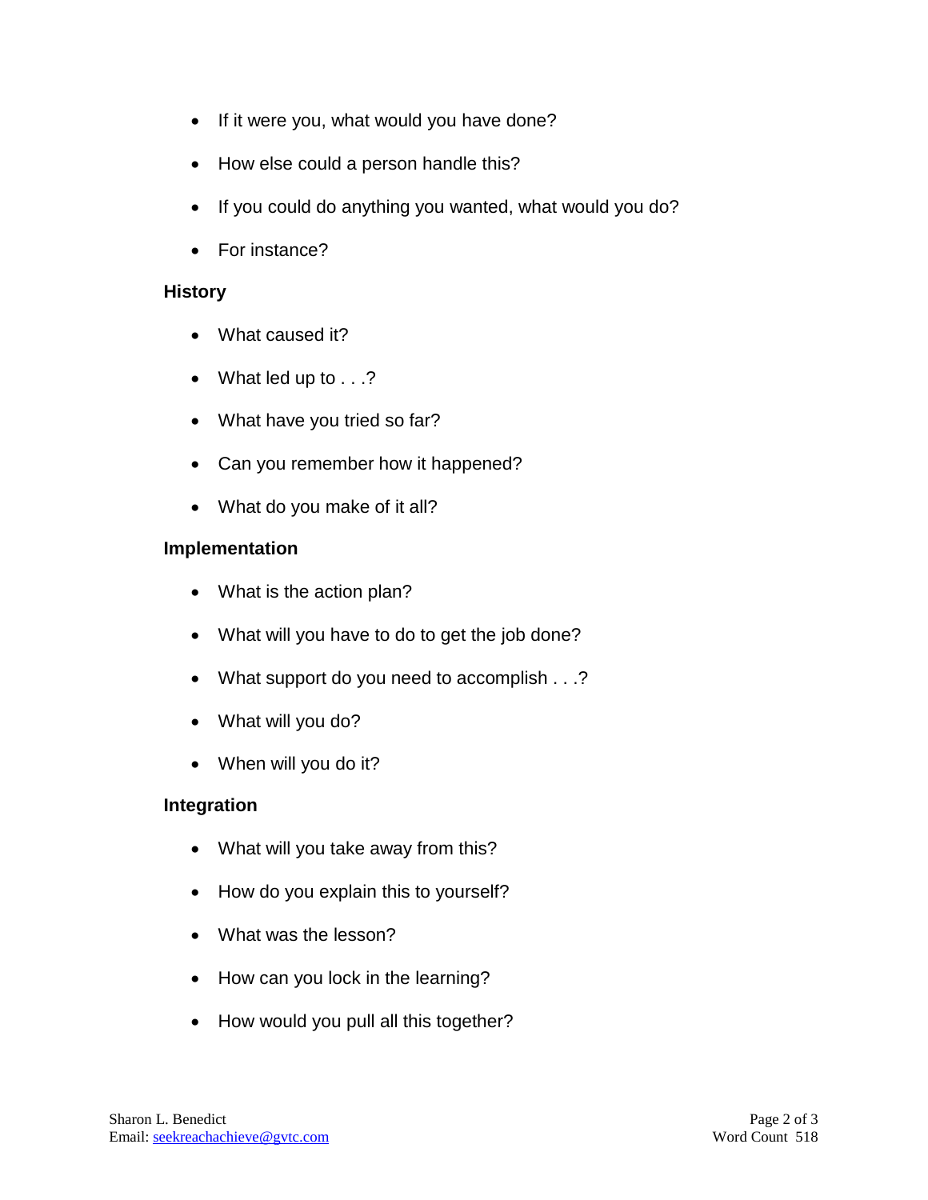- If it were you, what would you have done?
- How else could a person handle this?
- If you could do anything you wanted, what would you do?
- For instance?

**History**

- What caused it?
- What led up to . . .?
- What have you tried so far?
- Can you remember how it happened?
- What do you make of it all?

**Implementation**

- What is the action plan?
- What will you have to do to get the job done?
- What support do you need to accomplish . . .?
- What will you do?
- When will you do it?

**Integration**

- What will you take away from this?
- How do you explain this to yourself?
- What was the lesson?
- How can you lock in the learning?
- How would you pull all this together?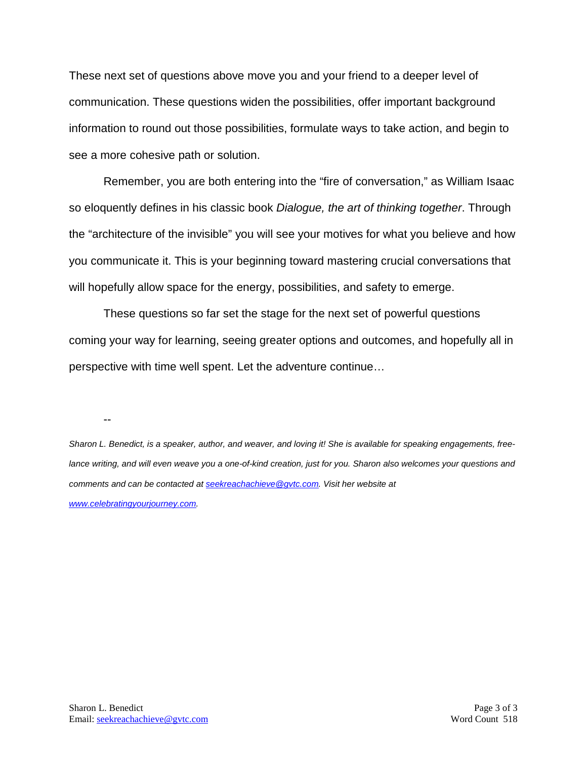These next set of questions above move you and your friend to a deeper level of communication. These questions widen the possibilities, offer important background information to round out those possibilities, formulate ways to take action, and begin to see a more cohesive path or solution.

Remember, you are both entering into the "fire of conversation," as William Isaac so eloquently defines in his classic book *Dialogue, the art of thinking together*. Through the "architecture of the invisible" you will see your motives for what you believe and how you communicate it. This is your beginning toward mastering crucial conversations that will hopefully allow space for the energy, possibilities, and safety to emerge.

These questions so far set the stage for the next set of powerful questions coming your way for learning, seeing greater options and outcomes, and hopefully all in perspective with time well spent. Let the adventure continue…

--

*Sharon L. Benedict, is a speaker, author, and weaver, and loving it! She is available for speaking engagements, free-lance writing, and will even weave you a one-of-kind creation, just for you. Sharon also welcomes your questions and comments and can be contacted at [seekreachachieve@gvtc.com](mailto:seekreachachieve@gvtc.com). Visit her website at [www.celebratingyourjourney.com](http://www.celebratingyourjourney.com).*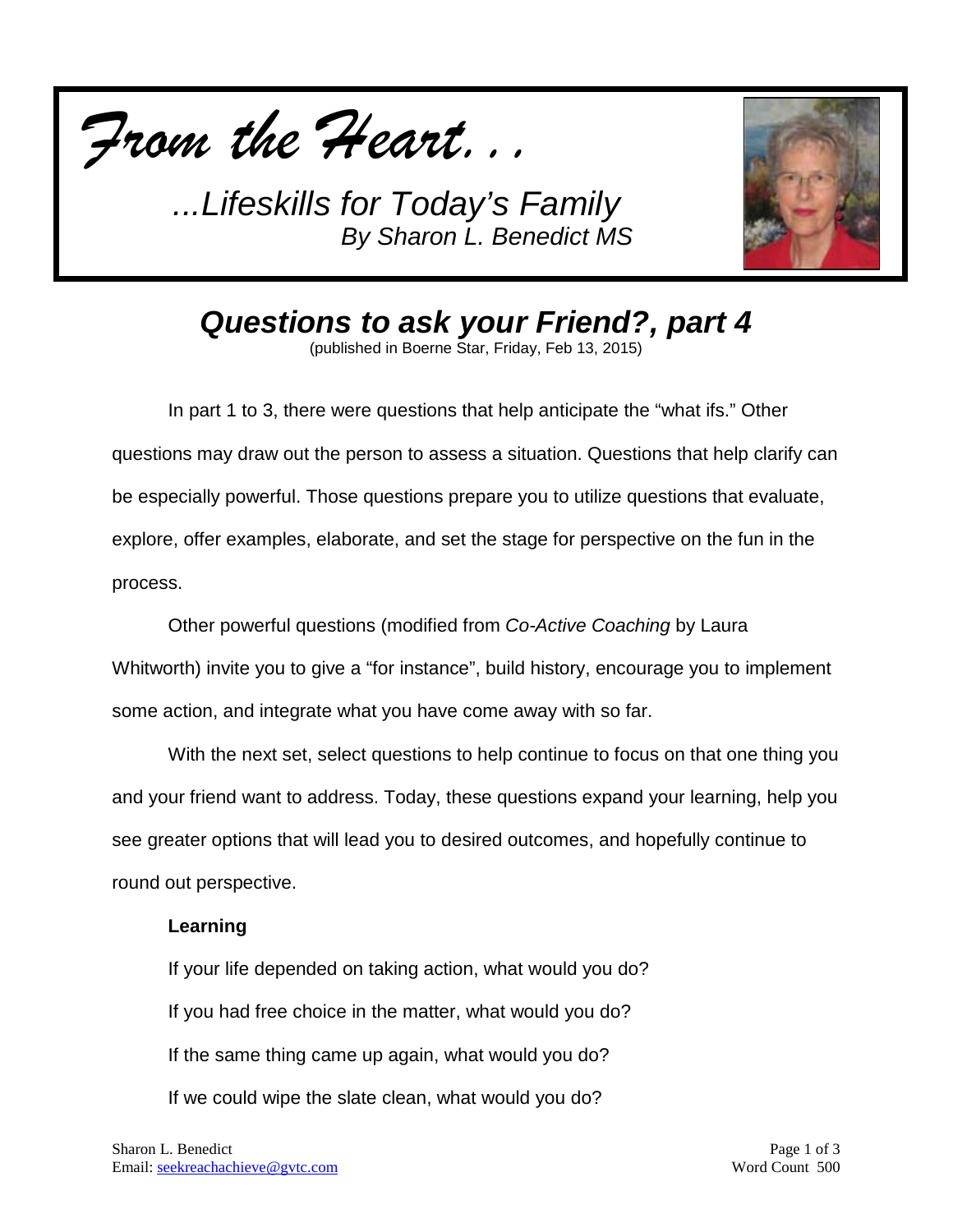# *From the Heart...*

*...Lifeskills for Today's Family*
*By Sharon L. Benedict MS*

## *Questions to ask your Friend?, part 4*

(published in Boerne Star, Friday, Feb 13, 2015)

In part 1 to 3, there were questions that help anticipate the "what ifs." Other questions may draw out the person to assess a situation. Questions that help clarify can be especially powerful. Those questions prepare you to utilize questions that evaluate, explore, offer examples, elaborate, and set the stage for perspective on the fun in the process.

Other powerful questions (modified from *Co-Active Coaching* by Laura Whitworth) invite you to give a "for instance", build history, encourage you to implement some action, and integrate what you have come away with so far.

With the next set, select questions to help continue to focus on that one thing you and your friend want to address. Today, these questions expand your learning, help you see greater options that will lead you to desired outcomes, and hopefully continue to round out perspective.

**Learning**

If your life depended on taking action, what would you do?

If you had free choice in the matter, what would you do?

If the same thing came up again, what would you do?

If we could wipe the slate clean, what would you do?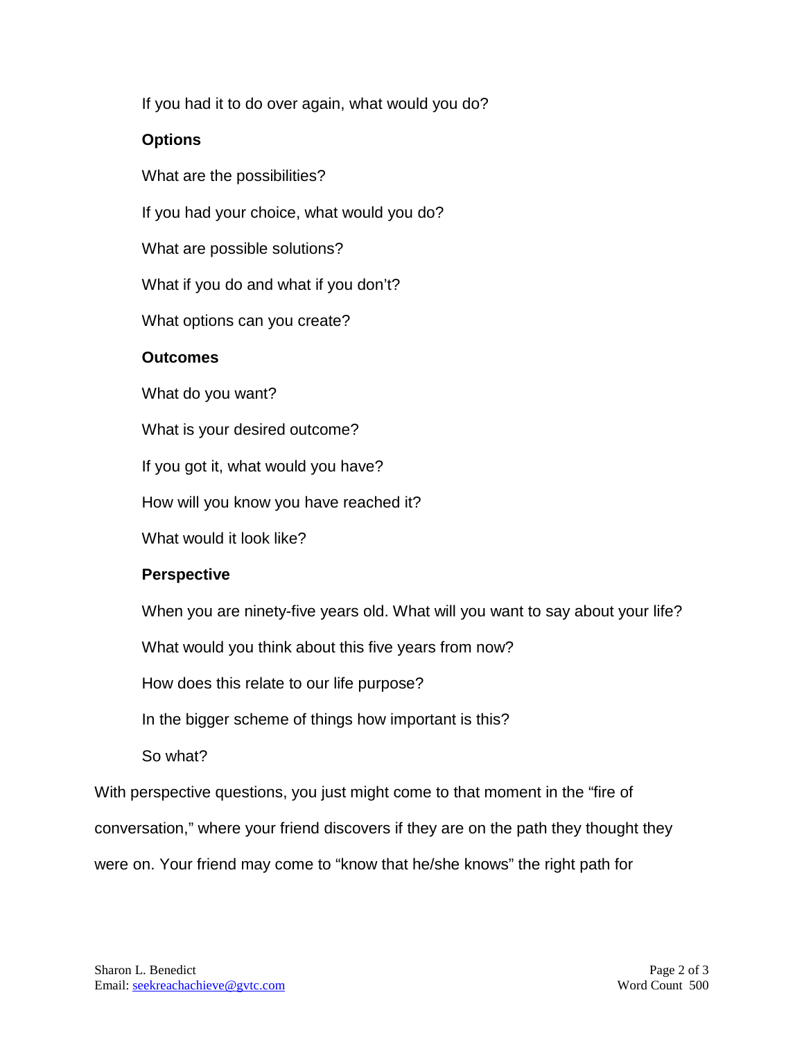If you had it to do over again, what would you do?

**Options**

What are the possibilities?

If you had your choice, what would you do?

What are possible solutions?

What if you do and what if you don't?

What options can you create?

**Outcomes**

What do you want?

What is your desired outcome?

If you got it, what would you have?

How will you know you have reached it?

What would it look like?

**Perspective**

When you are ninety-five years old. What will you want to say about your life?

What would you think about this five years from now?

How does this relate to our life purpose?

In the bigger scheme of things how important is this?

So what?

With perspective questions, you just might come to that moment in the "fire of conversation," where your friend discovers if they are on the path they thought they were on. Your friend may come to "know that he/she knows" the right path for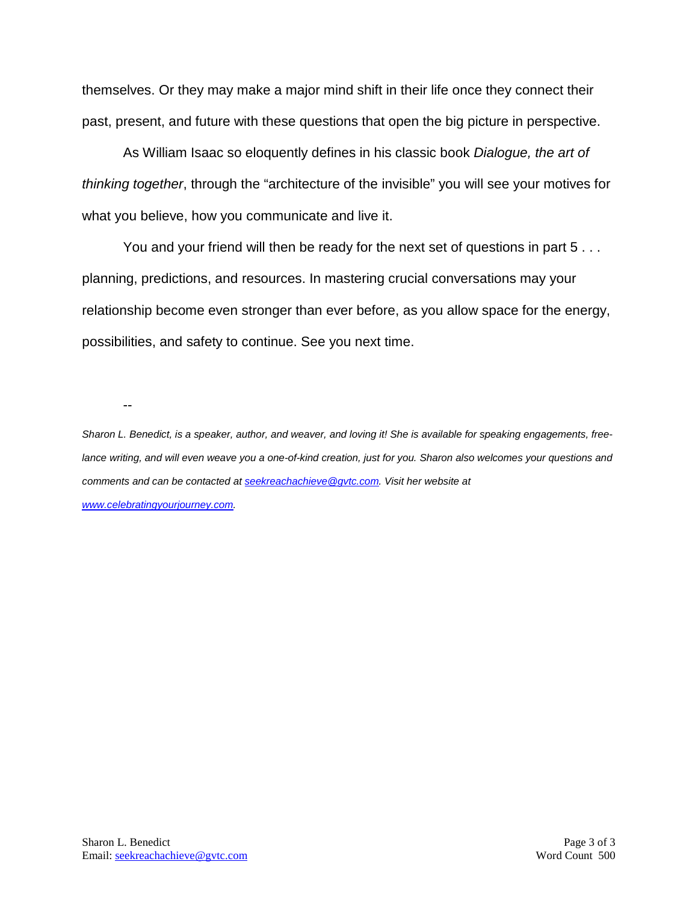themselves. Or they may make a major mind shift in their life once they connect their past, present, and future with these questions that open the big picture in perspective.

As William Isaac so eloquently defines in his classic book *Dialogue, the art of thinking together*, through the "architecture of the invisible" you will see your motives for what you believe, how you communicate and live it.

You and your friend will then be ready for the next set of questions in part 5 . . . planning, predictions, and resources. In mastering crucial conversations may your relationship become even stronger than ever before, as you allow space for the energy, possibilities, and safety to continue. See you next time.

--

*Sharon L. Benedict, is a speaker, author, and weaver, and loving it! She is available for speaking engagements, free-lance writing, and will even weave you a one-of-kind creation, just for you. Sharon also welcomes your questions and comments and can be contacted at [seekreachachieve@gvtc.com](mailto:seekreachachieve@gvtc.com). Visit her website at [www.celebratingyourjourney.com](http://www.celebratingyourjourney.com).*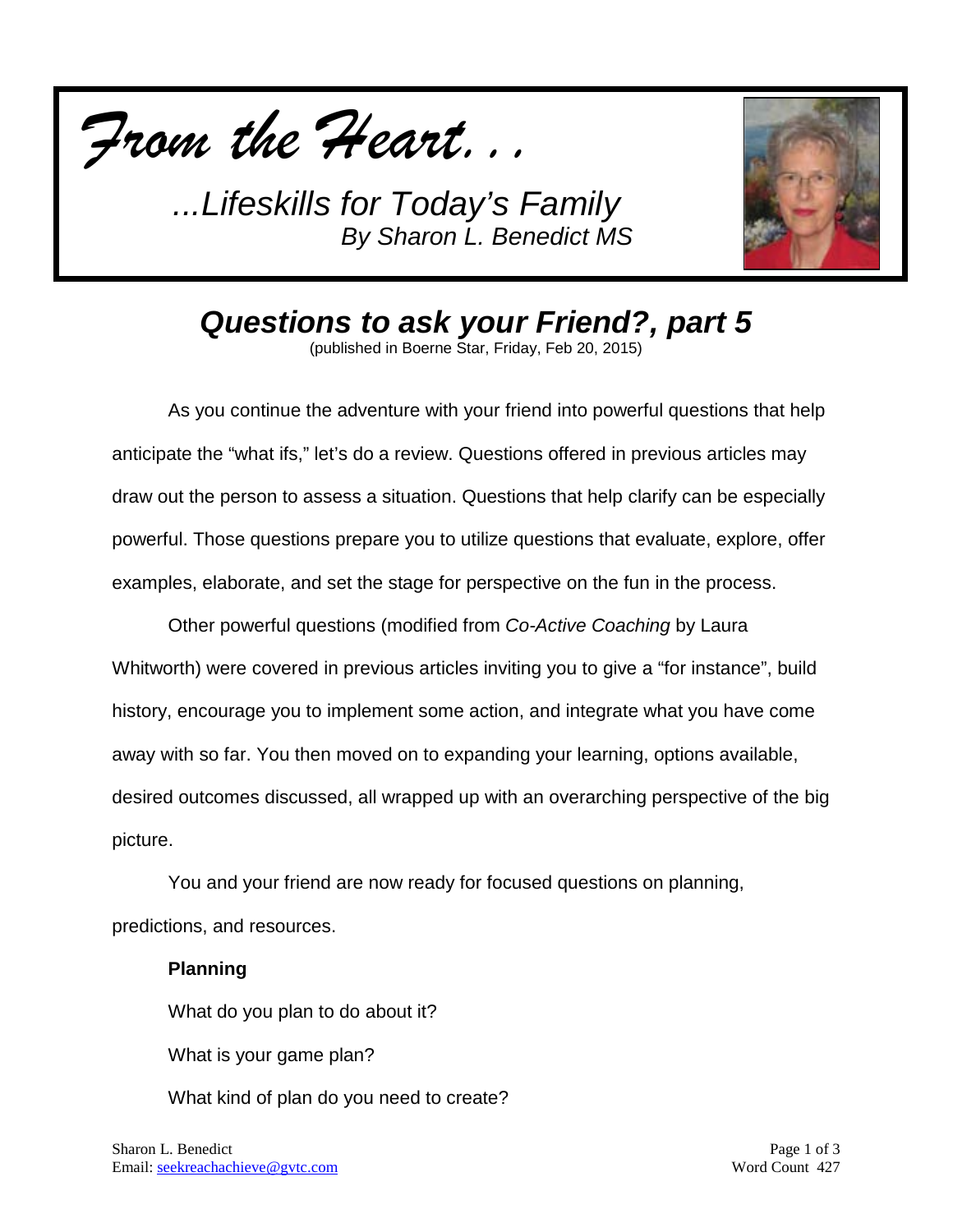*From the Heart...*

*...Lifeskills for Today's Family*
*By Sharon L. Benedict MS*

## *Questions to ask your Friend?, part 5*

(published in Boerne Star, Friday, Feb 20, 2015)

As you continue the adventure with your friend into powerful questions that help anticipate the "what ifs," let's do a review. Questions offered in previous articles may draw out the person to assess a situation. Questions that help clarify can be especially powerful. Those questions prepare you to utilize questions that evaluate, explore, offer examples, elaborate, and set the stage for perspective on the fun in the process.

Other powerful questions (modified from *Co-Active Coaching* by Laura Whitworth) were covered in previous articles inviting you to give a "for instance", build history, encourage you to implement some action, and integrate what you have come away with so far. You then moved on to expanding your learning, options available, desired outcomes discussed, all wrapped up with an overarching perspective of the big picture.

You and your friend are now ready for focused questions on planning, predictions, and resources.

**Planning**

What do you plan to do about it?

What is your game plan?

What kind of plan do you need to create?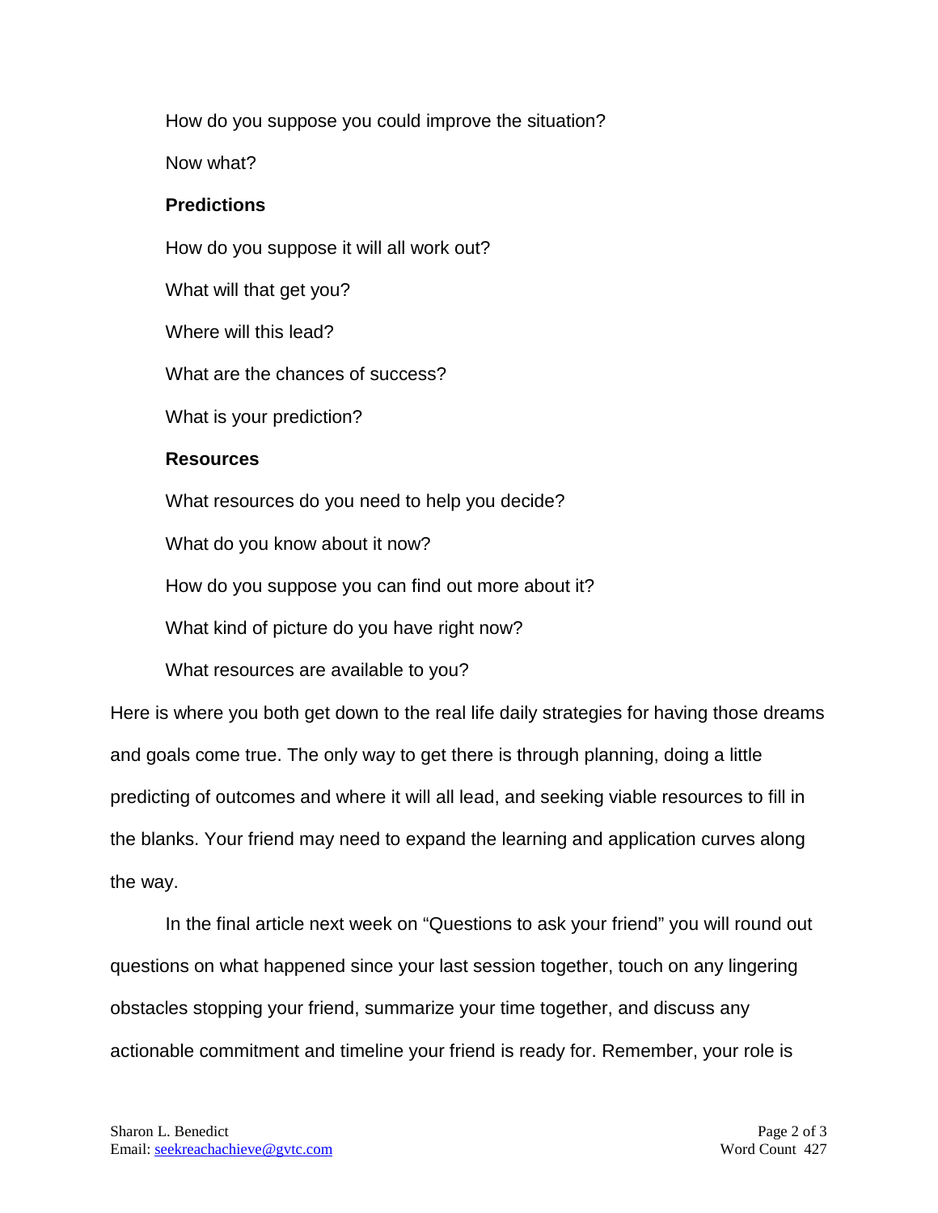How do you suppose you could improve the situation?

Now what?

**Predictions**

How do you suppose it will all work out?

What will that get you?

Where will this lead?

What are the chances of success?

What is your prediction?

**Resources**

What resources do you need to help you decide?

What do you know about it now?

How do you suppose you can find out more about it?

What kind of picture do you have right now?

What resources are available to you?

Here is where you both get down to the real life daily strategies for having those dreams and goals come true. The only way to get there is through planning, doing a little predicting of outcomes and where it will all lead, and seeking viable resources to fill in the blanks. Your friend may need to expand the learning and application curves along the way.

In the final article next week on "Questions to ask your friend" you will round out questions on what happened since your last session together, touch on any lingering obstacles stopping your friend, summarize your time together, and discuss any actionable commitment and timeline your friend is ready for. Remember, your role is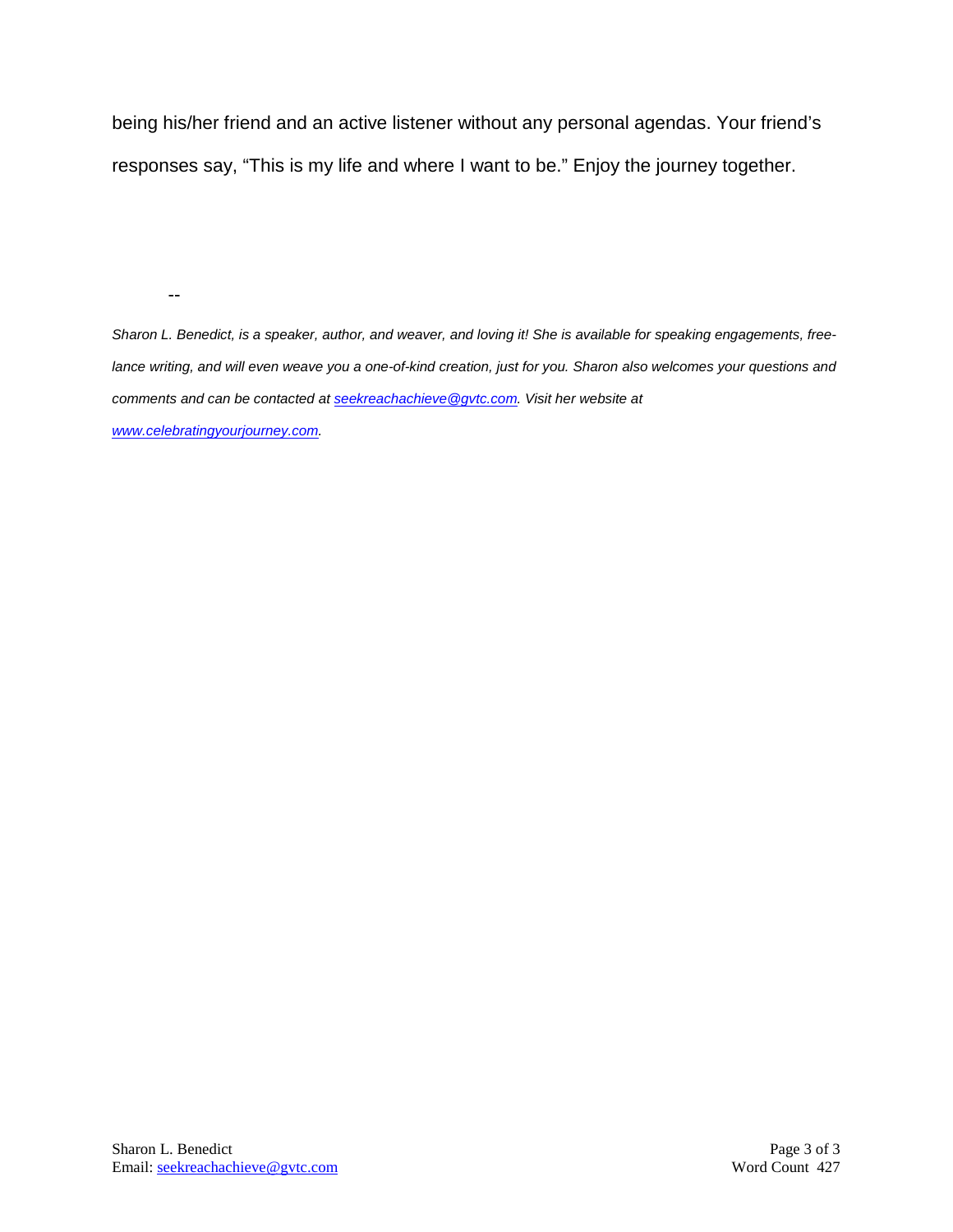being his/her friend and an active listener without any personal agendas. Your friend's responses say, "This is my life and where I want to be." Enjoy the journey together.

--

*Sharon L. Benedict, is a speaker, author, and weaver, and loving it! She is available for speaking engagements, free-lance writing, and will even weave you a one-of-kind creation, just for you. Sharon also welcomes your questions and comments and can be contacted at [seekreachachieve@gvtc.com](mailto:seekreachachieve@gvtc.com). Visit her website at [www.celebratingyourjourney.com](http://www.celebratingyourjourney.com).*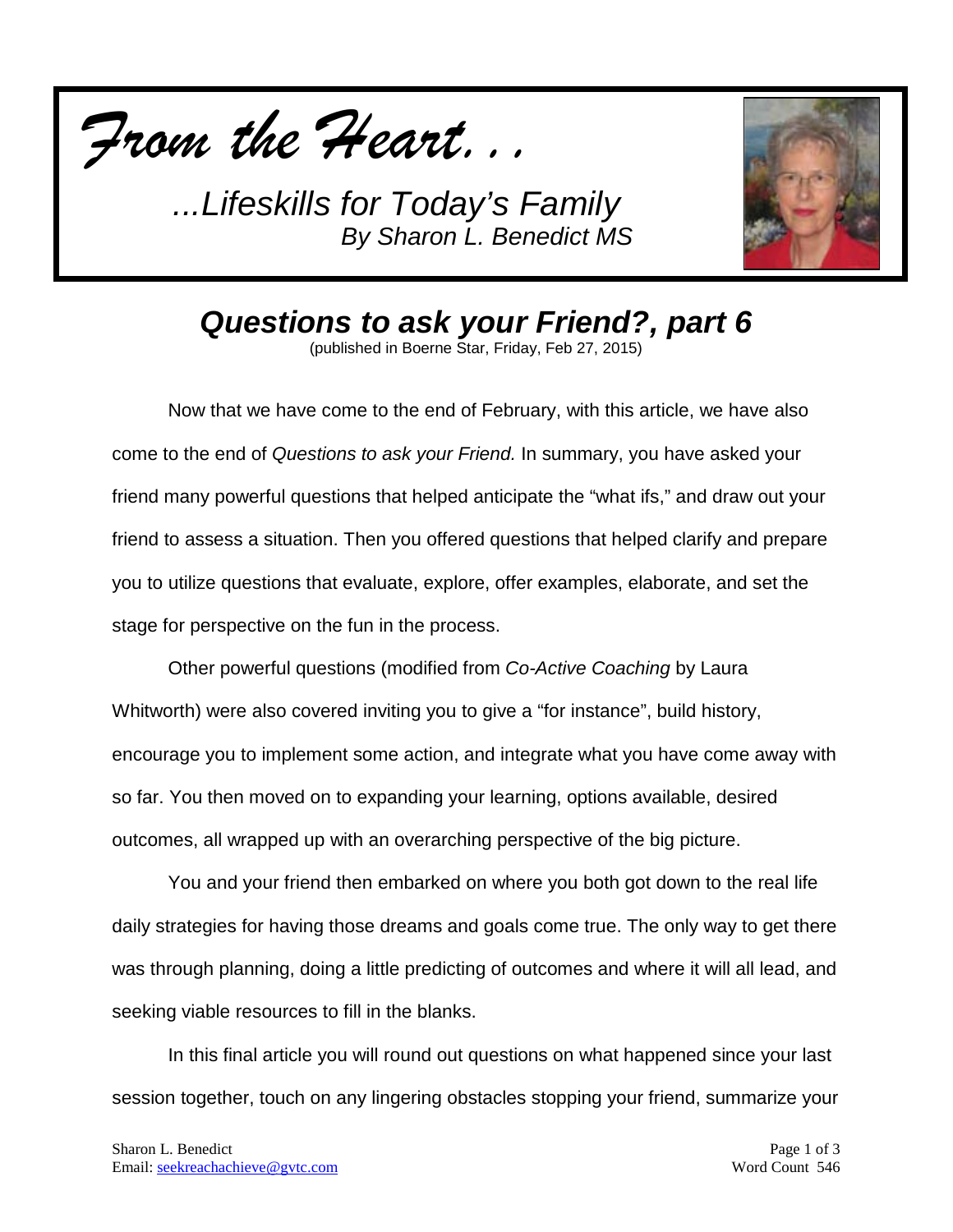*From the Heart...*

*...Lifeskills for Today's Family*
*By Sharon L. Benedict MS*

## *Questions to ask your Friend?, part 6*

(published in Boerne Star, Friday, Feb 27, 2015)

Now that we have come to the end of February, with this article, we have also come to the end of *Questions to ask your Friend.* In summary, you have asked your friend many powerful questions that helped anticipate the "what ifs," and draw out your friend to assess a situation. Then you offered questions that helped clarify and prepare you to utilize questions that evaluate, explore, offer examples, elaborate, and set the stage for perspective on the fun in the process.

Other powerful questions (modified from *Co-Active Coaching* by Laura Whitworth) were also covered inviting you to give a "for instance", build history, encourage you to implement some action, and integrate what you have come away with so far. You then moved on to expanding your learning, options available, desired outcomes, all wrapped up with an overarching perspective of the big picture.

You and your friend then embarked on where you both got down to the real life daily strategies for having those dreams and goals come true. The only way to get there was through planning, doing a little predicting of outcomes and where it will all lead, and seeking viable resources to fill in the blanks.

In this final article you will round out questions on what happened since your last session together, touch on any lingering obstacles stopping your friend, summarize your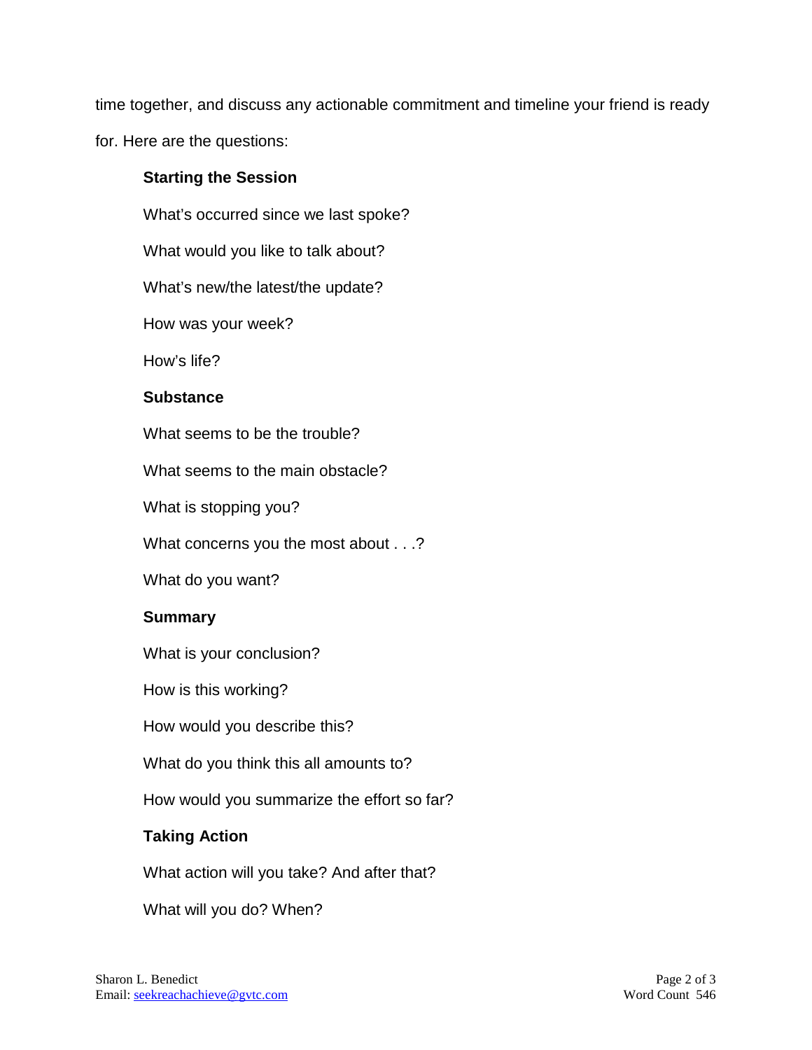time together, and discuss any actionable commitment and timeline your friend is ready for. Here are the questions:

**Starting the Session**

What's occurred since we last spoke?

What would you like to talk about?

What's new/the latest/the update?

How was your week?

How's life?

**Substance**

What seems to be the trouble?

What seems to the main obstacle?

What is stopping you?

What concerns you the most about . . .?

What do you want?

**Summary**

What is your conclusion?

How is this working?

How would you describe this?

What do you think this all amounts to?

How would you summarize the effort so far?

**Taking Action**

What action will you take? And after that?

What will you do? When?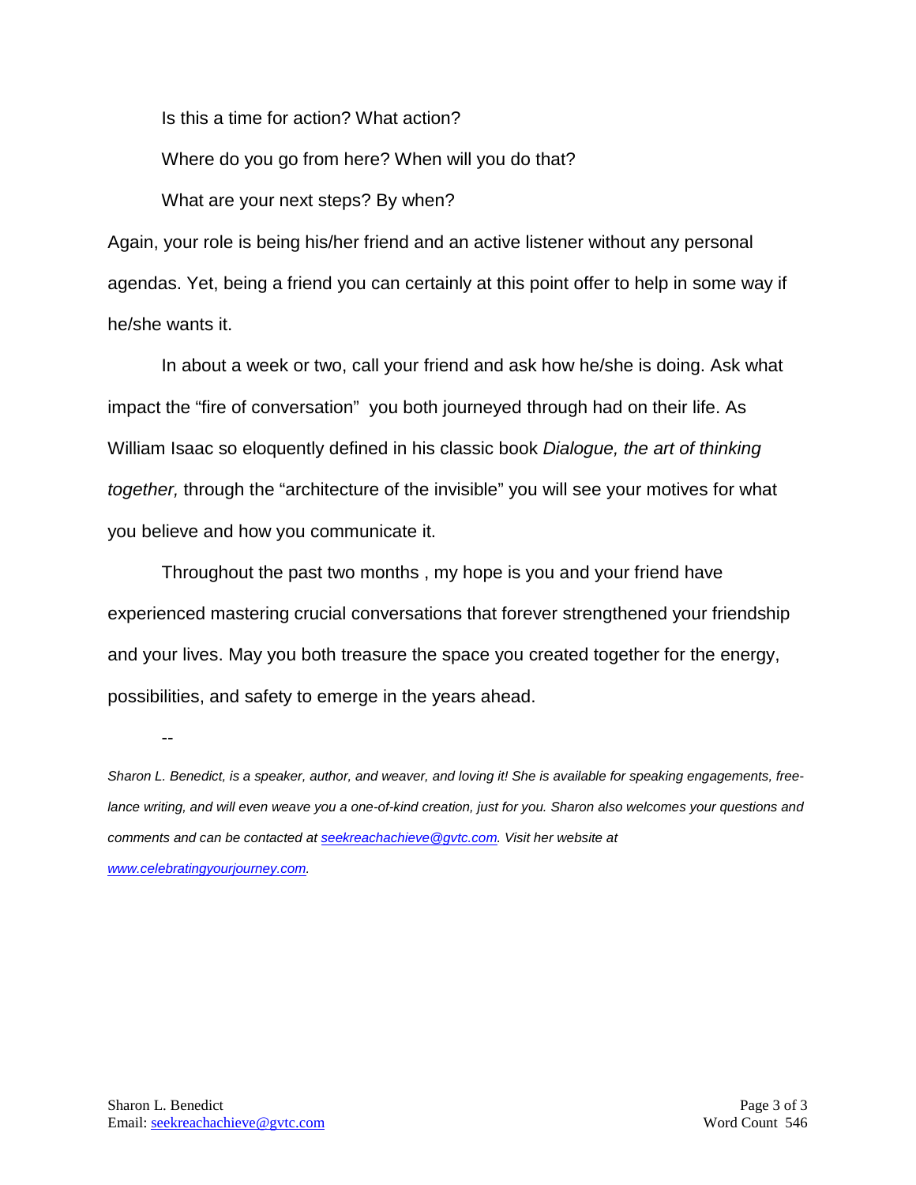Is this a time for action? What action?

Where do you go from here? When will you do that?

What are your next steps? By when?

Again, your role is being his/her friend and an active listener without any personal agendas. Yet, being a friend you can certainly at this point offer to help in some way if he/she wants it.

In about a week or two, call your friend and ask how he/she is doing. Ask what impact the "fire of conversation"  you both journeyed through had on their life. As William Isaac so eloquently defined in his classic book *Dialogue, the art of thinking together,* through the "architecture of the invisible" you will see your motives for what you believe and how you communicate it.

Throughout the past two months , my hope is you and your friend have experienced mastering crucial conversations that forever strengthened your friendship and your lives. May you both treasure the space you created together for the energy, possibilities, and safety to emerge in the years ahead.

--

*Sharon L. Benedict, is a speaker, author, and weaver, and loving it! She is available for speaking engagements, free-lance writing, and will even weave you a one-of-kind creation, just for you. Sharon also welcomes your questions and comments and can be contacted at seekreachachieve@gvtc.com. Visit her website at www.celebratingyourjourney.com.*

Sharon L. Benedict
Email: seekreachachieve@gvtc.com

Word Count 546